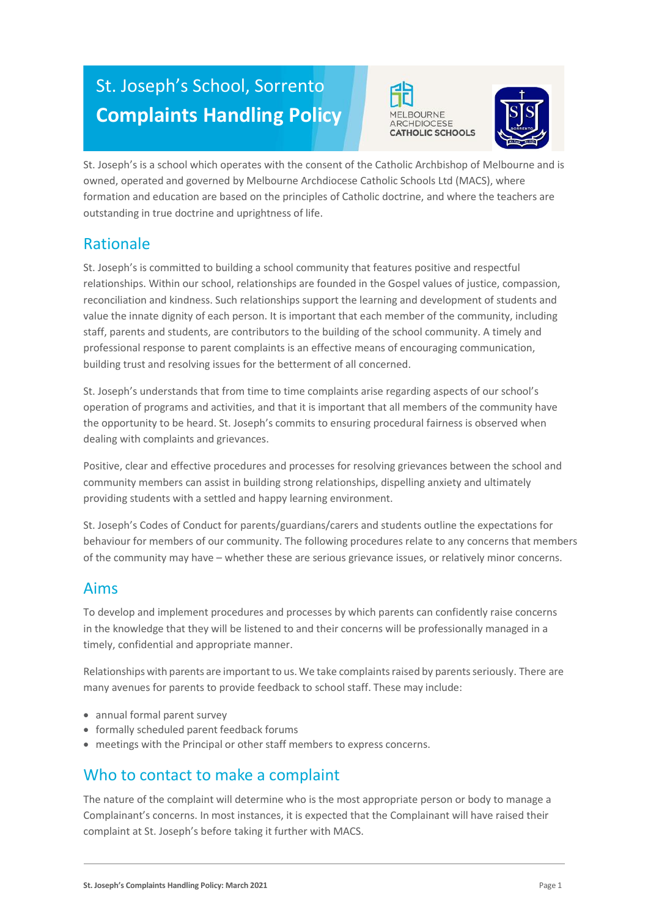# St. Joseph's School, Sorrento

# Complaints Handling Policy

MELBOURNE ARCHDIOCESE CATHOLIC SCHOOLS

St. Joseph's is a school which operates with the consent of the Catholic Archbishop of Melbourne and is owned, operated and governed by Melbourne Archdiocese Catholic Schools Ltd (MACS), where formation and education are based on the principles of Catholic doctrine, and where the teachers are outstanding in true doctrine and uprightness of life.

## Rationale

St. Joseph's is committed to building a school community that features positive and respectful relationships. Within our school, relationships are founded in the Gospel values of justice, compassion, reconciliation and kindness. Such relationships support the learning and development of students and value the innate dignity of each person. It is important that each member of the community, including staff, parents and students, are contributors to the building of the school community. A timely and professional response to parent complaints is an effective means of encouraging communication, building trust and resolving issues for the betterment of all concerned.

St. Joseph's understands that from time to time complaints arise regarding aspects of our school's operation of programs and activities, and that it is important that all members of the community have the opportunity to be heard. St. Joseph's commits to ensuring procedural fairness is observed when dealing with complaints and grievances.

Positive, clear and effective procedures and processes for resolving grievances between the school and community members can assist in building strong relationships, dispelling anxiety and ultimately providing students with a settled and happy learning environment.

St. Joseph's Codes of Conduct for parents/guardians/carers and students outline the expectations for behaviour for members of our community. The following procedures relate to any concerns that members of the community may have – whether these are serious grievance issues, or relatively minor concerns.

## Aims

To develop and implement procedures and processes by which parents can confidently raise concerns in the knowledge that they will be listened to and their concerns will be professionally managed in a timely, confidential and appropriate manner.

Relationships with parents are important to us. We take complaints raised by parents seriously. There are many avenues for parents to provide feedback to school staff. These may include:

- annual formal parent survey
- formally scheduled parent feedback forums
- meetings with the Principal or other staff members to express concerns.

## Who to contact to make a complaint

The nature of the complaint will determine who is the most appropriate person or body to manage a Complainant's concerns. In most instances, it is expected that the Complainant will have raised their complaint at St. Joseph's before taking it further with MACS.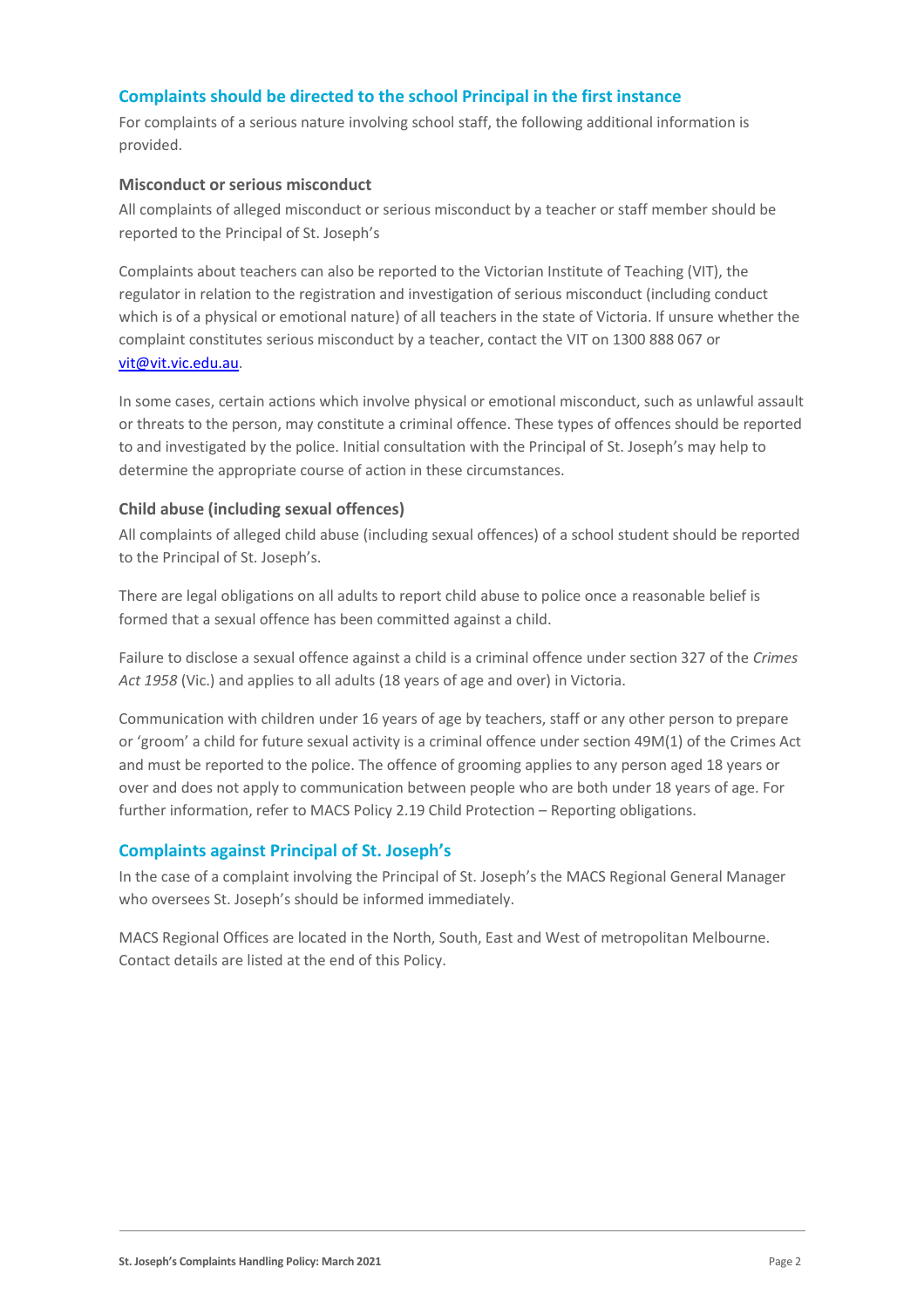## Complaints should be directed to the school Principal in the first instance

For complaints of a serious nature involving school staff, the following additional information is provided.

### Misconduct or serious misconduct

All complaints of alleged misconduct or serious misconduct by a teacher or staff member should be reported to the Principal of St. Joseph's

Complaints about teachers can also be reported to the Victorian Institute of Teaching (VIT), the regulator in relation to the registration and investigation of serious misconduct (including conduct which is of a physical or emotional nature) of all teachers in the state of Victoria. If unsure whether the complaint constitutes serious misconduct by a teacher, contact the VIT on 1300 888 067 or [vit@vit.vic.edu.au](mailto:vit@vit.vic.edu.au).

In some cases, certain actions which involve physical or emotional misconduct, such as unlawful assault or threats to the person, may constitute a criminal offence. These types of offences should be reported to and investigated by the police. Initial consultation with the Principal of St. Joseph's may help to determine the appropriate course of action in these circumstances.

### Child abuse (including sexual offences)

All complaints of alleged child abuse (including sexual offences) of a school student should be reported to the Principal of St. Joseph's.

There are legal obligations on all adults to report child abuse to police once a reasonable belief is formed that a sexual offence has been committed against a child.

Failure to disclose a sexual offence against a child is a criminal offence under section 327 of the *Crimes Act 1958* (Vic.) and applies to all adults (18 years of age and over) in Victoria.

Communication with children under 16 years of age by teachers, staff or any other person to prepare or 'groom' a child for future sexual activity is a criminal offence under section 49M(1) of the Crimes Act and must be reported to the police. The offence of grooming applies to any person aged 18 years or over and does not apply to communication between people who are both under 18 years of age. For further information, refer to MACS Policy 2.19 Child Protection – Reporting obligations.

## Complaints against Principal of St. Joseph's

In the case of a complaint involving the Principal of St. Joseph's the MACS Regional General Manager who oversees St. Joseph's should be informed immediately.

MACS Regional Offices are located in the North, South, East and West of metropolitan Melbourne. Contact details are listed at the end of this Policy.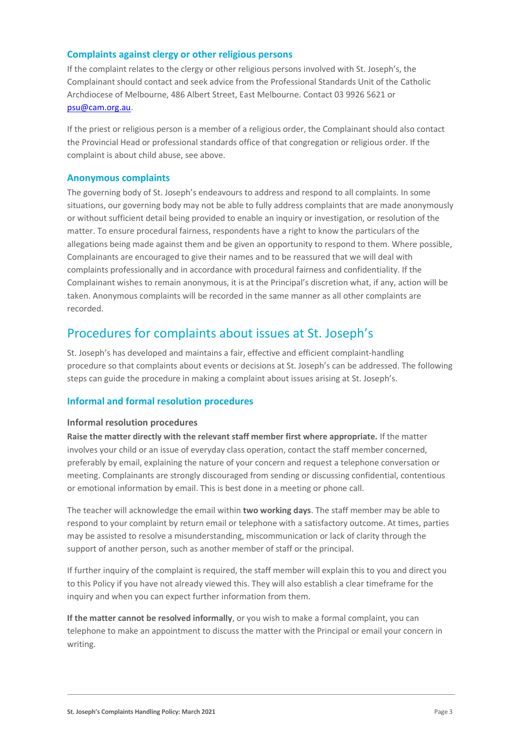### Complaints against clergy or other religious persons

If the complaint relates to the clergy or other religious persons involved with St. Joseph's, the Complainant should contact and seek advice from the Professional Standards Unit of the Catholic Archdiocese of Melbourne, 486 Albert Street, East Melbourne. Contact 03 9926 5621 or psu@cam.org.au.

If the priest or religious person is a member of a religious order, the Complainant should also contact the Provincial Head or professional standards office of that congregation or religious order. If the complaint is about child abuse, see above.

### Anonymous complaints

The governing body of St. Joseph's endeavours to address and respond to all complaints. In some situations, our governing body may not be able to fully address complaints that are made anonymously or without sufficient detail being provided to enable an inquiry or investigation, or resolution of the matter. To ensure procedural fairness, respondents have a right to know the particulars of the allegations being made against them and be given an opportunity to respond to them. Where possible, Complainants are encouraged to give their names and to be reassured that we will deal with complaints professionally and in accordance with procedural fairness and confidentiality. If the Complainant wishes to remain anonymous, it is at the Principal's discretion what, if any, action will be taken. Anonymous complaints will be recorded in the same manner as all other complaints are recorded.

## Procedures for complaints about issues at St. Joseph's

St. Joseph's has developed and maintains a fair, effective and efficient complaint-handling procedure so that complaints about events or decisions at St. Joseph's can be addressed. The following steps can guide the procedure in making a complaint about issues arising at St. Joseph's.

### Informal and formal resolution procedures

#### Informal resolution procedures

**Raise the matter directly with the relevant staff member first where appropriate.** If the matter involves your child or an issue of everyday class operation, contact the staff member concerned, preferably by email, explaining the nature of your concern and request a telephone conversation or meeting. Complainants are strongly discouraged from sending or discussing confidential, contentious or emotional information by email. This is best done in a meeting or phone call.

The teacher will acknowledge the email within **two working days**. The staff member may be able to respond to your complaint by return email or telephone with a satisfactory outcome. At times, parties may be assisted to resolve a misunderstanding, miscommunication or lack of clarity through the support of another person, such as another member of staff or the principal.

If further inquiry of the complaint is required, the staff member will explain this to you and direct you to this Policy if you have not already viewed this. They will also establish a clear timeframe for the inquiry and when you can expect further information from them.

**If the matter cannot be resolved informally**, or you wish to make a formal complaint, you can telephone to make an appointment to discuss the matter with the Principal or email your concern in writing.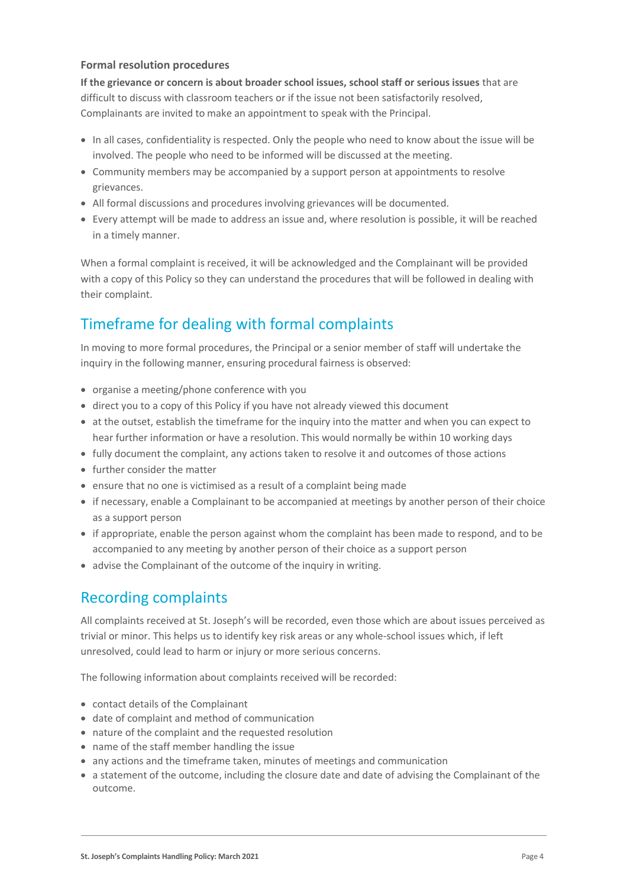**Formal resolution procedures**

**If the grievance or concern is about broader school issues, school staff or serious issues** that are difficult to discuss with classroom teachers or if the issue not been satisfactorily resolved, Complainants are invited to make an appointment to speak with the Principal.

- In all cases, confidentiality is respected. Only the people who need to know about the issue will be involved. The people who need to be informed will be discussed at the meeting.
- Community members may be accompanied by a support person at appointments to resolve grievances.
- All formal discussions and procedures involving grievances will be documented.
- Every attempt will be made to address an issue and, where resolution is possible, it will be reached in a timely manner.

When a formal complaint is received, it will be acknowledged and the Complainant will be provided with a copy of this Policy so they can understand the procedures that will be followed in dealing with their complaint.

## Timeframe for dealing with formal complaints

In moving to more formal procedures, the Principal or a senior member of staff will undertake the inquiry in the following manner, ensuring procedural fairness is observed:

- organise a meeting/phone conference with you
- direct you to a copy of this Policy if you have not already viewed this document
- at the outset, establish the timeframe for the inquiry into the matter and when you can expect to hear further information or have a resolution. This would normally be within 10 working days
- fully document the complaint, any actions taken to resolve it and outcomes of those actions
- further consider the matter
- ensure that no one is victimised as a result of a complaint being made
- if necessary, enable a Complainant to be accompanied at meetings by another person of their choice as a support person
- if appropriate, enable the person against whom the complaint has been made to respond, and to be accompanied to any meeting by another person of their choice as a support person
- advise the Complainant of the outcome of the inquiry in writing.

## Recording complaints

All complaints received at St. Joseph's will be recorded, even those which are about issues perceived as trivial or minor. This helps us to identify key risk areas or any whole-school issues which, if left unresolved, could lead to harm or injury or more serious concerns.

The following information about complaints received will be recorded:

- contact details of the Complainant
- date of complaint and method of communication
- nature of the complaint and the requested resolution
- name of the staff member handling the issue
- any actions and the timeframe taken, minutes of meetings and communication
- a statement of the outcome, including the closure date and date of advising the Complainant of the outcome.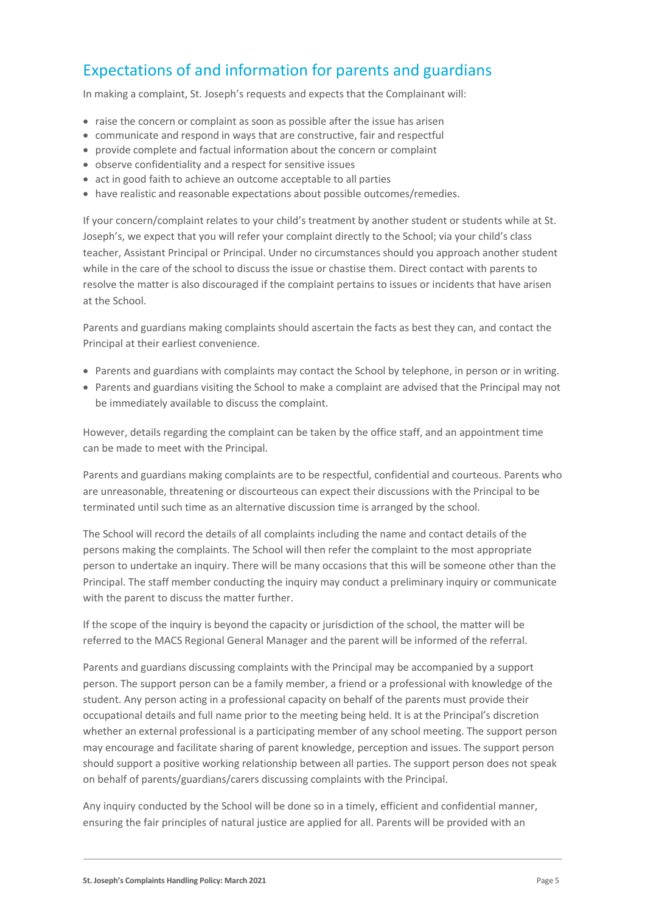## Expectations of and information for parents and guardians

In making a complaint, St. Joseph's requests and expects that the Complainant will:

- raise the concern or complaint as soon as possible after the issue has arisen
- communicate and respond in ways that are constructive, fair and respectful
- provide complete and factual information about the concern or complaint
- observe confidentiality and a respect for sensitive issues
- act in good faith to achieve an outcome acceptable to all parties
- have realistic and reasonable expectations about possible outcomes/remedies.

If your concern/complaint relates to your child's treatment by another student or students while at St. Joseph's, we expect that you will refer your complaint directly to the School; via your child's class teacher, Assistant Principal or Principal. Under no circumstances should you approach another student while in the care of the school to discuss the issue or chastise them. Direct contact with parents to resolve the matter is also discouraged if the complaint pertains to issues or incidents that have arisen at the School.

Parents and guardians making complaints should ascertain the facts as best they can, and contact the Principal at their earliest convenience.

- Parents and guardians with complaints may contact the School by telephone, in person or in writing.
- Parents and guardians visiting the School to make a complaint are advised that the Principal may not be immediately available to discuss the complaint.

However, details regarding the complaint can be taken by the office staff, and an appointment time can be made to meet with the Principal.

Parents and guardians making complaints are to be respectful, confidential and courteous. Parents who are unreasonable, threatening or discourteous can expect their discussions with the Principal to be terminated until such time as an alternative discussion time is arranged by the school.

The School will record the details of all complaints including the name and contact details of the persons making the complaints. The School will then refer the complaint to the most appropriate person to undertake an inquiry. There will be many occasions that this will be someone other than the Principal. The staff member conducting the inquiry may conduct a preliminary inquiry or communicate with the parent to discuss the matter further.

If the scope of the inquiry is beyond the capacity or jurisdiction of the school, the matter will be referred to the MACS Regional General Manager and the parent will be informed of the referral.

Parents and guardians discussing complaints with the Principal may be accompanied by a support person. The support person can be a family member, a friend or a professional with knowledge of the student. Any person acting in a professional capacity on behalf of the parents must provide their occupational details and full name prior to the meeting being held. It is at the Principal's discretion whether an external professional is a participating member of any school meeting. The support person may encourage and facilitate sharing of parent knowledge, perception and issues. The support person should support a positive working relationship between all parties. The support person does not speak on behalf of parents/guardians/carers discussing complaints with the Principal.

Any inquiry conducted by the School will be done so in a timely, efficient and confidential manner, ensuring the fair principles of natural justice are applied for all. Parents will be provided with an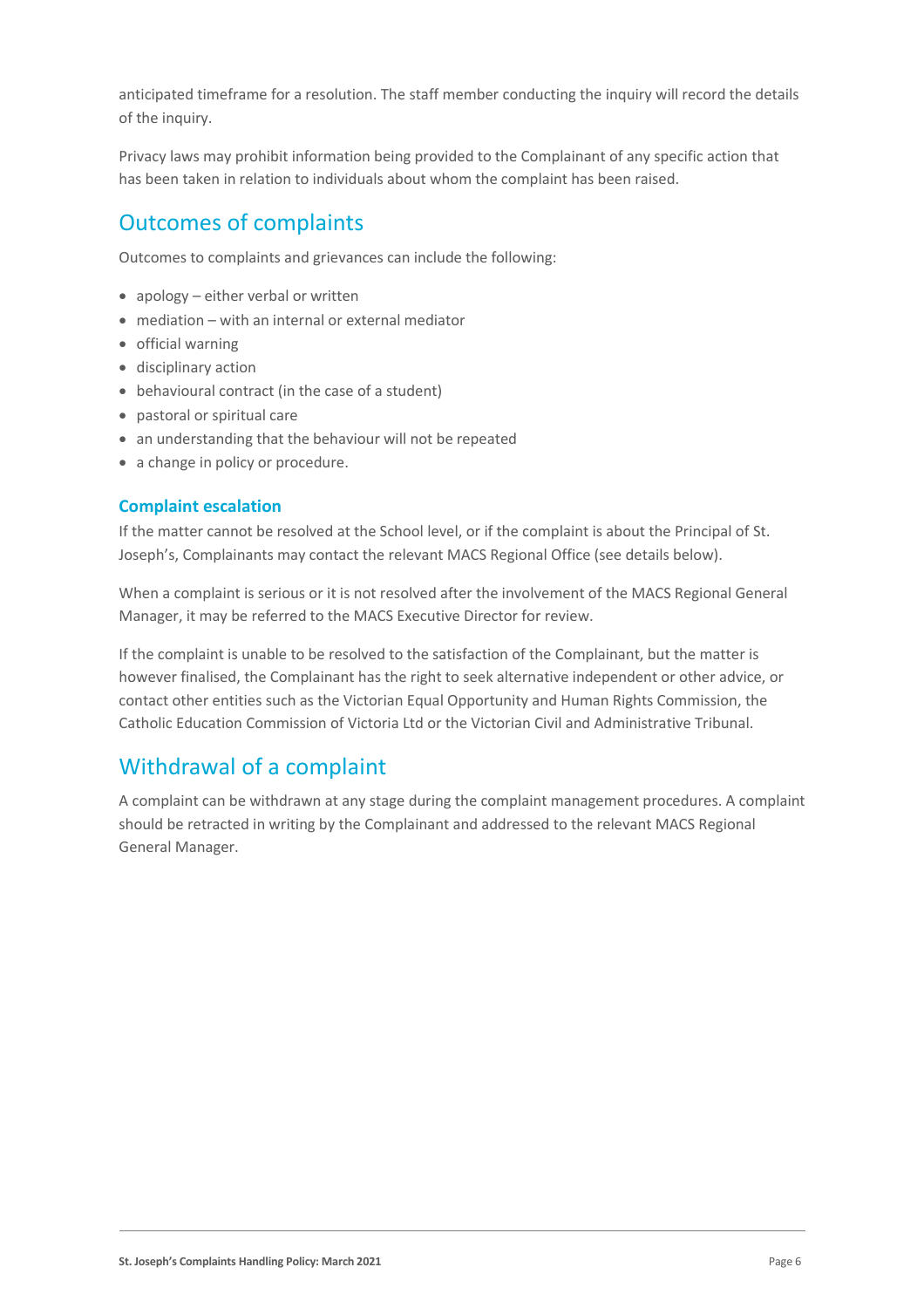anticipated timeframe for a resolution. The staff member conducting the inquiry will record the details of the inquiry.

Privacy laws may prohibit information being provided to the Complainant of any specific action that has been taken in relation to individuals about whom the complaint has been raised.

## Outcomes of complaints

Outcomes to complaints and grievances can include the following:

- apology – either verbal or written
- mediation – with an internal or external mediator
- official warning
- disciplinary action
- behavioural contract (in the case of a student)
- pastoral or spiritual care
- an understanding that the behaviour will not be repeated
- a change in policy or procedure.

### Complaint escalation

If the matter cannot be resolved at the School level, or if the complaint is about the Principal of St. Joseph's, Complainants may contact the relevant MACS Regional Office (see details below).

When a complaint is serious or it is not resolved after the involvement of the MACS Regional General Manager, it may be referred to the MACS Executive Director for review.

If the complaint is unable to be resolved to the satisfaction of the Complainant, but the matter is however finalised, the Complainant has the right to seek alternative independent or other advice, or contact other entities such as the Victorian Equal Opportunity and Human Rights Commission, the Catholic Education Commission of Victoria Ltd or the Victorian Civil and Administrative Tribunal.

## Withdrawal of a complaint

A complaint can be withdrawn at any stage during the complaint management procedures. A complaint should be retracted in writing by the Complainant and addressed to the relevant MACS Regional General Manager.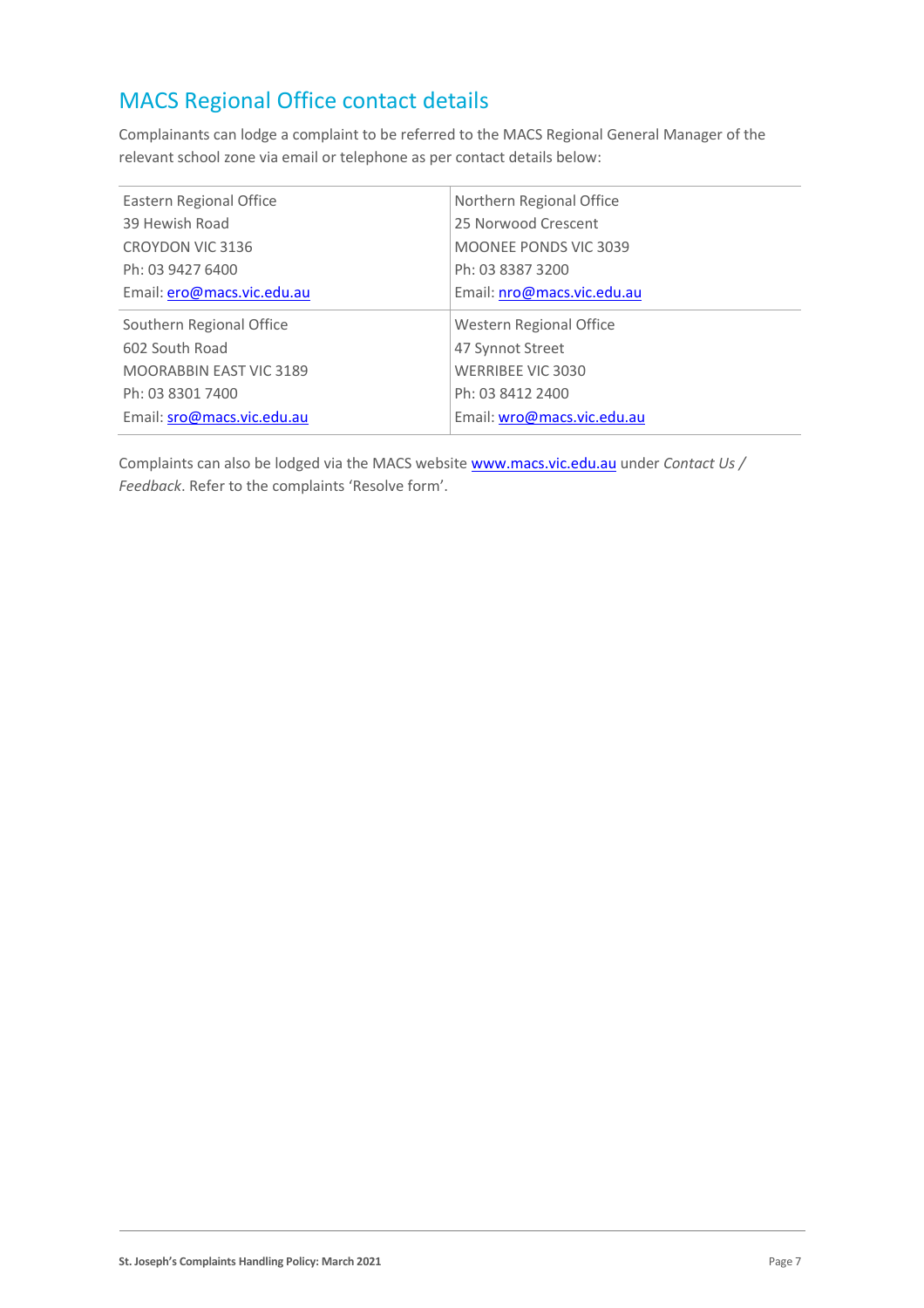## MACS Regional Office contact details

Complainants can lodge a complaint to be referred to the MACS Regional General Manager of the relevant school zone via email or telephone as per contact details below:

| | |
|---|---|
| Eastern Regional Office<br>39 Hewish Road<br>CROYDON VIC 3136<br>Ph: 03 9427 6400<br>Email: ero@macs.vic.edu.au | Northern Regional Office<br>25 Norwood Crescent<br>MOONEE PONDS VIC 3039<br>Ph: 03 8387 3200<br>Email: nro@macs.vic.edu.au |
| Southern Regional Office<br>602 South Road<br>MOORABBIN EAST VIC 3189<br>Ph: 03 8301 7400<br>Email: sro@macs.vic.edu.au | Western Regional Office<br>47 Synnot Street<br>WERRIBEE VIC 3030<br>Ph: 03 8412 2400<br>Email: wro@macs.vic.edu.au |

Complaints can also be lodged via the MACS website www.macs.vic.edu.au under *Contact Us / Feedback*. Refer to the complaints 'Resolve form'.